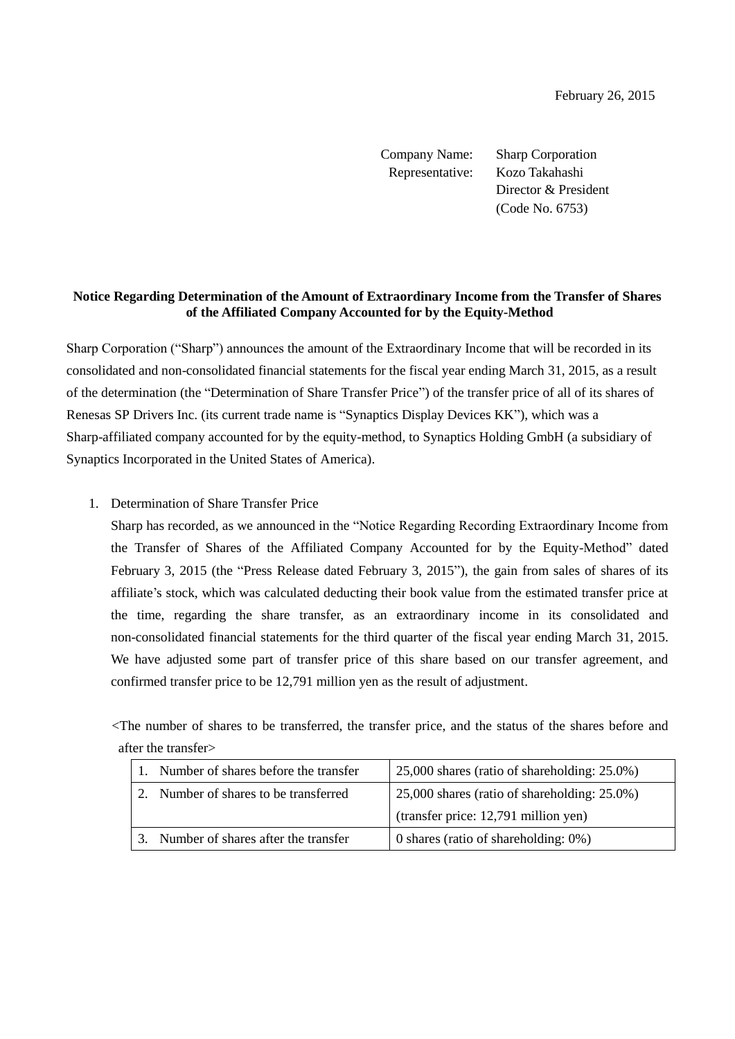February 26, 2015

Company Name: Sharp Corporation
Representative: Kozo Takahashi
Director & President
(Code No. 6753)

**Notice Regarding Determination of the Amount of Extraordinary Income from the Transfer of Shares of the Affiliated Company Accounted for by the Equity-Method**

Sharp Corporation ("Sharp") announces the amount of the Extraordinary Income that will be recorded in its consolidated and non-consolidated financial statements for the fiscal year ending March 31, 2015, as a result of the determination (the "Determination of Share Transfer Price") of the transfer price of all of its shares of Renesas SP Drivers Inc. (its current trade name is "Synaptics Display Devices KK"), which was a Sharp-affiliated company accounted for by the equity-method, to Synaptics Holding GmbH (a subsidiary of Synaptics Incorporated in the United States of America).

1. Determination of Share Transfer Price

   Sharp has recorded, as we announced in the "Notice Regarding Recording Extraordinary Income from the Transfer of Shares of the Affiliated Company Accounted for by the Equity-Method" dated February 3, 2015 (the "Press Release dated February 3, 2015"), the gain from sales of shares of its affiliate's stock, which was calculated deducting their book value from the estimated transfer price at the time, regarding the share transfer, as an extraordinary income in its consolidated and non-consolidated financial statements for the third quarter of the fiscal year ending March 31, 2015. We have adjusted some part of transfer price of this share based on our transfer agreement, and confirmed transfer price to be 12,791 million yen as the result of adjustment.

   <The number of shares to be transferred, the transfer price, and the status of the shares before and after the transfer>

| | |
|---|---|
| 1. Number of shares before the transfer | 25,000 shares (ratio of shareholding: 25.0%) |
| 2. Number of shares to be transferred | 25,000 shares (ratio of shareholding: 25.0%)<br>(transfer price: 12,791 million yen) |
| 3. Number of shares after the transfer | 0 shares (ratio of shareholding: 0%) |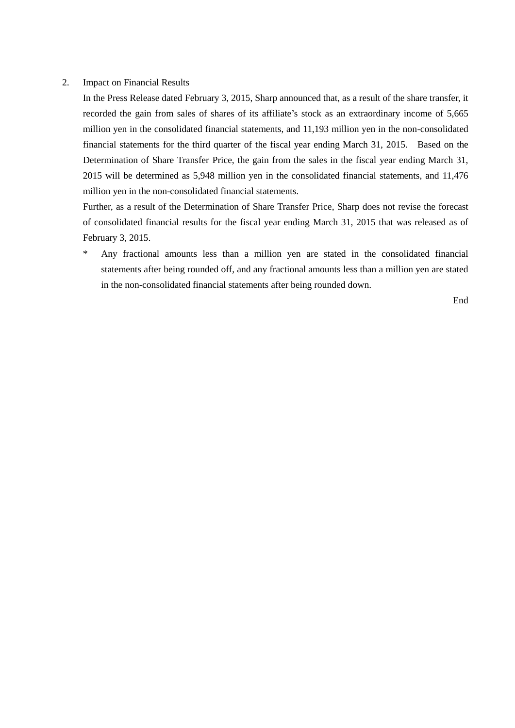2. Impact on Financial Results

   In the Press Release dated February 3, 2015, Sharp announced that, as a result of the share transfer, it recorded the gain from sales of shares of its affiliate's stock as an extraordinary income of 5,665 million yen in the consolidated financial statements, and 11,193 million yen in the non-consolidated financial statements for the third quarter of the fiscal year ending March 31, 2015. Based on the Determination of Share Transfer Price, the gain from the sales in the fiscal year ending March 31, 2015 will be determined as 5,948 million yen in the consolidated financial statements, and 11,476 million yen in the non-consolidated financial statements.

   Further, as a result of the Determination of Share Transfer Price, Sharp does not revise the forecast of consolidated financial results for the fiscal year ending March 31, 2015 that was released as of February 3, 2015.

   \* Any fractional amounts less than a million yen are stated in the consolidated financial statements after being rounded off, and any fractional amounts less than a million yen are stated in the non-consolidated financial statements after being rounded down.

End